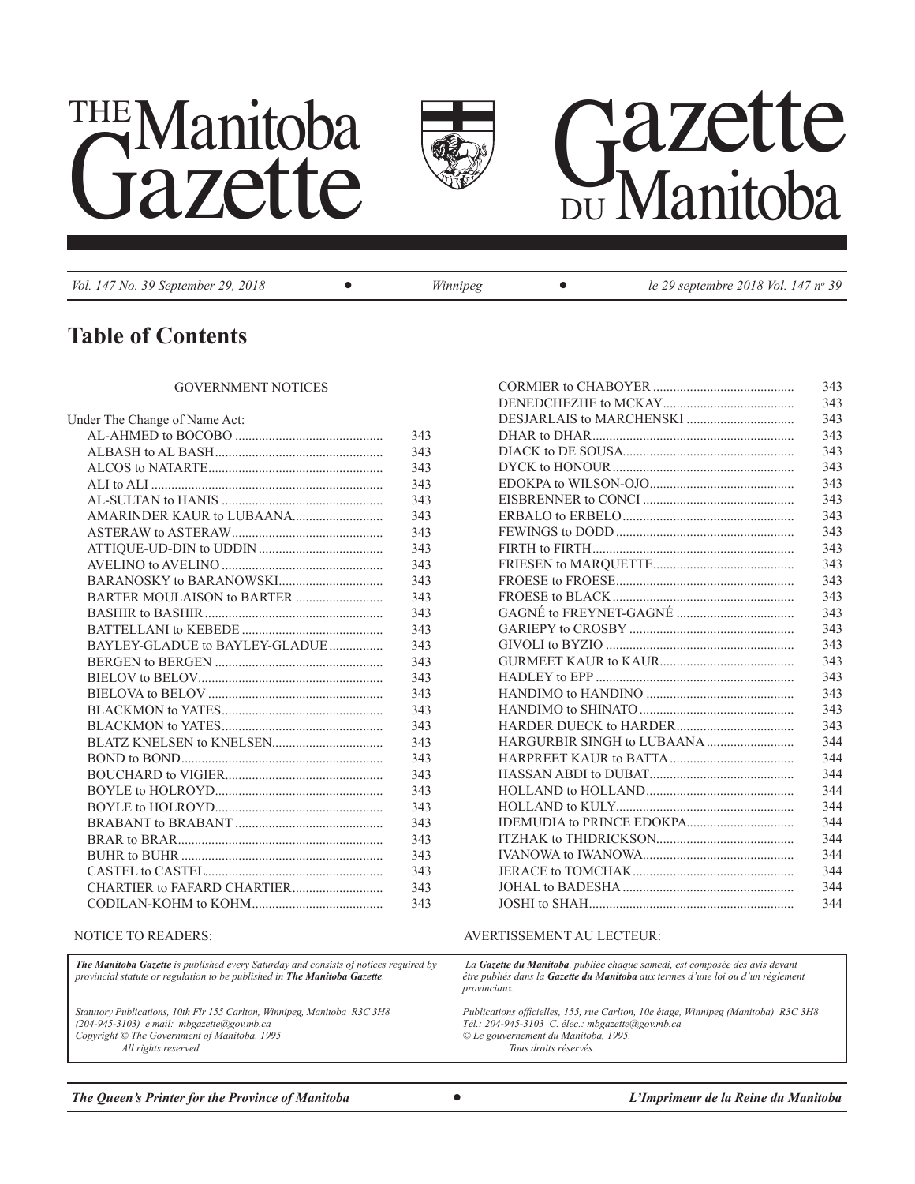# THE Manitoba Gazette

# Gazette DU Manitoba

*Vol. 147 No. 39 September 29, 2018* • *Winnipeg* • *le 29 septembre 2018 Vol. 147 nº 39*

## Table of Contents

GOVERNMENT NOTICES

Under The Change of Name Act:

| Name | Page |
|---|---|
| AL-AHMED to BOCOBO | 343 |
| ALBASH to AL BASH | 343 |
| ALCOS to NATARTE | 343 |
| ALI to ALI | 343 |
| AL-SULTAN to HANIS | 343 |
| AMARINDER KAUR to LUBAANA | 343 |
| ASTERAW to ASTERAW | 343 |
| ATTIQUE-UD-DIN to UDDIN | 343 |
| AVELINO to AVELINO | 343 |
| BARANOSKY to BARANOWSKI | 343 |
| BARTER MOULAISON to BARTER | 343 |
| BASHIR to BASHIR | 343 |
| BATTELLANI to KEBEDE | 343 |
| BAYLEY-GLADUE to BAYLEY-GLADUE | 343 |
| BERGEN to BERGEN | 343 |
| BIELOV to BELOV | 343 |
| BIELOVA to BELOV | 343 |
| BLACKMON to YATES | 343 |
| BLACKMON to YATES | 343 |
| BLATZ KNELSEN to KNELSEN | 343 |
| BOND to BOND | 343 |
| BOUCHARD to VIGIER | 343 |
| BOYLE to HOLROYD | 343 |
| BOYLE to HOLROYD | 343 |
| BRABANT to BRABANT | 343 |
| BRAR to BRAR | 343 |
| BUHR to BUHR | 343 |
| CASTEL to CASTEL | 343 |
| CHARTIER to FAFARD CHARTIER | 343 |
| CODILAN-KOHM to KOHM | 343 |
| CORMIER to CHABOYER | 343 |
| DENEDCHEZHE to MCKAY | 343 |
| DESJARLAIS to MARCHENSKI | 343 |
| DHAR to DHAR | 343 |
| DIACK to DE SOUSA | 343 |
| DYCK to HONOUR | 343 |
| EDOKPA to WILSON-OJO | 343 |
| EISBRENNER to CONCI | 343 |
| ERBALO to ERBELO | 343 |
| FEWINGS to DODD | 343 |
| FIRTH to FIRTH | 343 |
| FRIESEN to MARQUETTE | 343 |
| FROESE to FROESE | 343 |
| FROESE to BLACK | 343 |
| GAGNÉ to FREYNET-GAGNÉ | 343 |
| GARIEPY to CROSBY | 343 |
| GIVOLI to BYZIO | 343 |
| GURMEET KAUR to KAUR | 343 |
| HADLEY to EPP | 343 |
| HANDIMO to HANDINO | 343 |
| HANDIMO to SHINATO | 343 |
| HARDER DUECK to HARDER | 343 |
| HARGURBIR SINGH to LUBAANA | 344 |
| HARPREET KAUR to BATTA | 344 |
| HASSAN ABDI to DUBAT | 344 |
| HOLLAND to HOLLAND | 344 |
| HOLLAND to KULY | 344 |
| IDEMUDIA to PRINCE EDOKPA | 344 |
| ITZHAK to THIDRICKSON | 344 |
| IVANOWA to IWANOWA | 344 |
| JERACE to TOMCHAK | 344 |
| JOHAL to BADESHA | 344 |
| JOSHI to SHAH | 344 |

NOTICE TO READERS:

*__The Manitoba Gazette__ is published every Saturday and consists of notices required by provincial statute or regulation to be published in __The Manitoba Gazette__.*

*Statutory Publications, 10th Flr 155 Carlton, Winnipeg, Manitoba R3C 3H8*
*(204-945-3103) e mail: mbgazette@gov.mb.ca*
*Copyright © The Government of Manitoba, 1995*
*All rights reserved.*

AVERTISSEMENT AU LECTEUR:

*La __Gazette du Manitoba__, publiée chaque samedi, est composée des avis devant être publiés dans la __Gazette du Manitoba__ aux termes d'une loi ou d'un règlement provinciaux.*

*Publications officielles, 155, rue Carlton, 10e étage, Winnipeg (Manitoba) R3C 3H8*
*Tél.: 204-945-3103 C. élec.: mbgazette@gov.mb.ca*
*© Le gouvernement du Manitoba, 1995.*
*Tous droits réservés.*

***The Queen's Printer for the Province of Manitoba*** • ***L'Imprimeur de la Reine du Manitoba***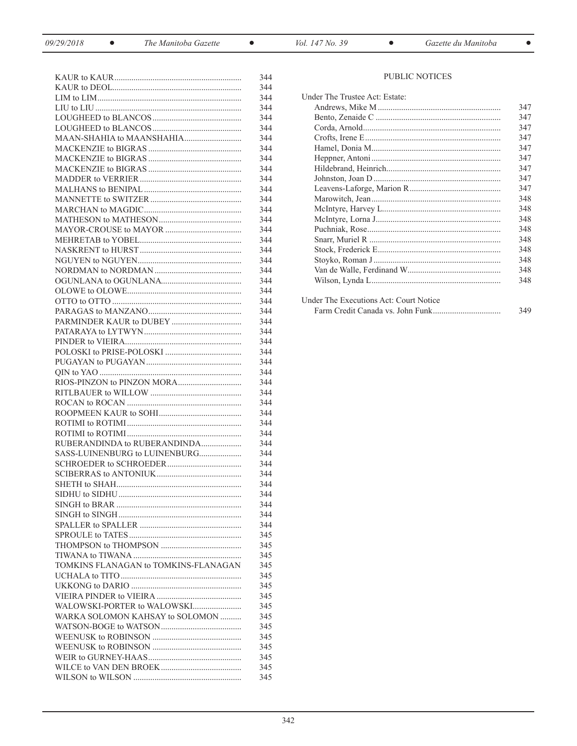| | |
|---|---|
| KAUR to KAUR | 344 |
| KAUR to DEOL | 344 |
| LIM to LIM | 344 |
| LIU to LIU | 344 |
| LOUGHEED to BLANCOS | 344 |
| LOUGHEED to BLANCOS | 344 |
| MAAN-SHAHIA to MAANSHAHIA | 344 |
| MACKENZIE to BIGRAS | 344 |
| MACKENZIE to BIGRAS | 344 |
| MACKENZIE to BIGRAS | 344 |
| MADDER to VERRIER | 344 |
| MALHANS to BENIPAL | 344 |
| MANNETTE to SWITZER | 344 |
| MARCHAN to MAGDIC | 344 |
| MATHESON to MATHESON | 344 |
| MAYOR-CROUSE to MAYOR | 344 |
| MEHRETAB to YOBEL | 344 |
| NASKRENT to HURST | 344 |
| NGUYEN to NGUYEN | 344 |
| NORDMAN to NORDMAN | 344 |
| OGUNLANA to OGUNLANA | 344 |
| OLOWE to OLOWE | 344 |
| OTTO to OTTO | 344 |
| PARAGAS to MANZANO | 344 |
| PARMINDER KAUR to DUBEY | 344 |
| PATARAYA to LYTWYN | 344 |
| PINDER to VIEIRA | 344 |
| POLOSKI to PRISE-POLOSKI | 344 |
| PUGAYAN to PUGAYAN | 344 |
| QIN to YAO | 344 |
| RIOS-PINZON to PINZON MORA | 344 |
| RITLBAUER to WILLOW | 344 |
| ROCAN to ROCAN | 344 |
| ROOPMEEN KAUR to SOHI | 344 |
| ROTIMI to ROTIMI | 344 |
| ROTIMI to ROTIMI | 344 |
| RUBERANDINDA to RUBERANDINDA | 344 |
| SASS-LUINENBURG to LUINENBURG | 344 |
| SCHROEDER to SCHROEDER | 344 |
| SCIBERRAS to ANTONIUK | 344 |
| SHETH to SHAH | 344 |
| SIDHU to SIDHU | 344 |
| SINGH to BRAR | 344 |
| SINGH to SINGH | 344 |
| SPALLER to SPALLER | 344 |
| SPROULE to TATES | 345 |
| THOMPSON to THOMPSON | 345 |
| TIWANA to TIWANA | 345 |
| TOMKINS FLANAGAN to TOMKINS-FLANAGAN | 345 |
| UCHALA to TITO | 345 |
| UKKONG to DARIO | 345 |
| VIEIRA PINDER to VIEIRA | 345 |
| WALOWSKI-PORTER to WALOWSKI | 345 |
| WARKA SOLOMON KAHSAY to SOLOMON | 345 |
| WATSON-BOGE to WATSON | 345 |
| WEENUSK to ROBINSON | 345 |
| WEENUSK to ROBINSON | 345 |
| WEIR to GURNEY-HAAS | 345 |
| WILCE to VAN DEN BROEK | 345 |
| WILSON to WILSON | 345 |

## PUBLIC NOTICES

Under The Trustee Act: Estate:

| | |
|---|---|
| Andrews, Mike M | 347 |
| Bento, Zenaide C | 347 |
| Corda, Arnold | 347 |
| Crofts, Irene E | 347 |
| Hamel, Donia M | 347 |
| Heppner, Antoni | 347 |
| Hildebrand, Heinrich | 347 |
| Johnston, Joan D | 347 |
| Leavens-Laforge, Marion R | 347 |
| Marowitch, Jean | 348 |
| McIntyre, Harvey L | 348 |
| McIntyre, Lorna J | 348 |
| Puchniak, Rose | 348 |
| Snarr, Muriel R | 348 |
| Stock, Frederick E | 348 |
| Stoyko, Roman J | 348 |
| Van de Walle, Ferdinand W | 348 |
| Wilson, Lynda L | 348 |

Under The Executions Act: Court Notice

| | |
|---|---|
| Farm Credit Canada vs. John Funk | 349 |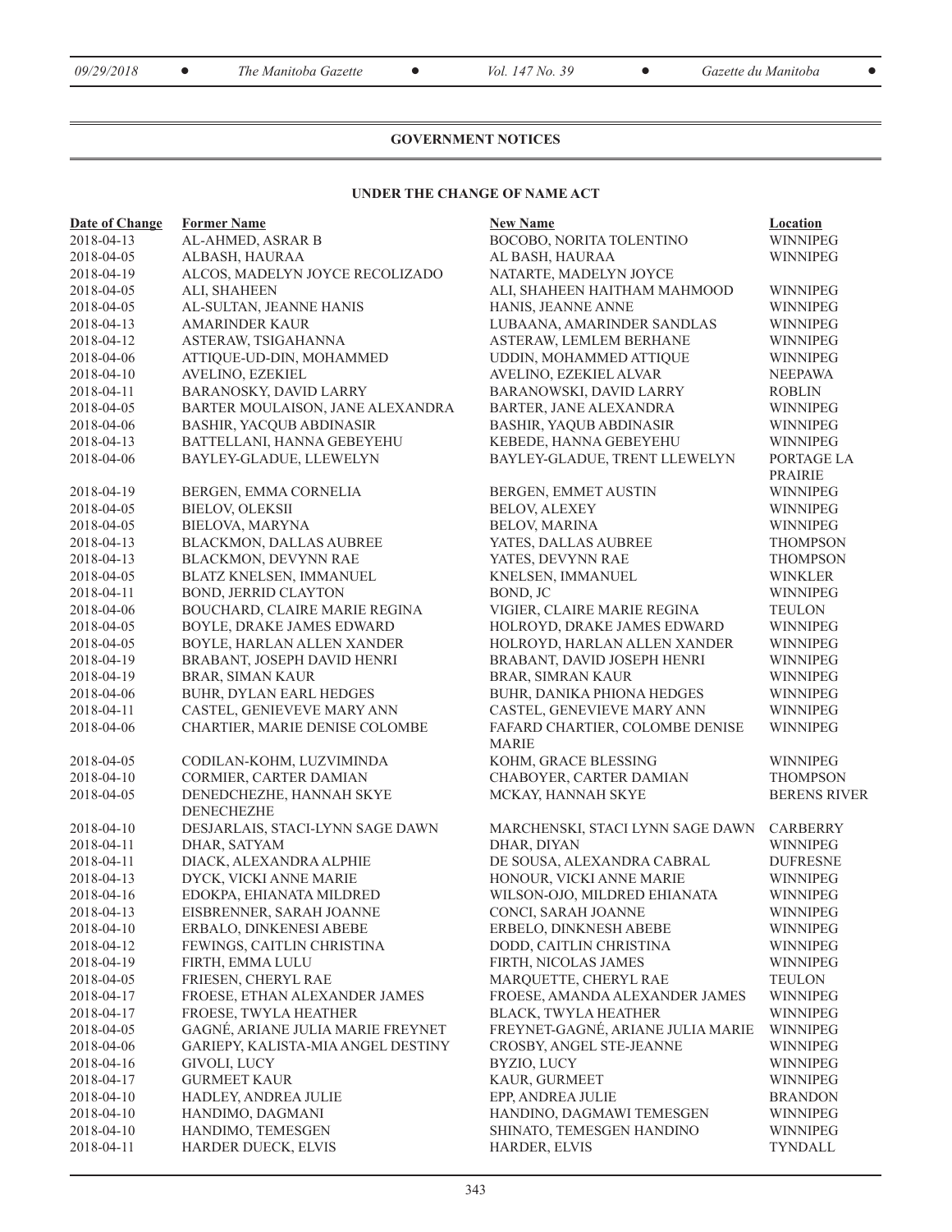## GOVERNMENT NOTICES

### UNDER THE CHANGE OF NAME ACT

| Date of Change | Former Name | New Name | Location |
|---|---|---|---|
| 2018-04-13 | AL-AHMED, ASRAR B | BOCOBO, NORITA TOLENTINO | WINNIPEG |
| 2018-04-05 | ALBASH, HAURAA | AL BASH, HAURAA | WINNIPEG |
| 2018-04-19 | ALCOS, MADELYN JOYCE RECOLIZADO | NATARTE, MADELYN JOYCE | |
| 2018-04-05 | ALI, SHAHEEN | ALI, SHAHEEN HAITHAM MAHMOOD | WINNIPEG |
| 2018-04-05 | AL-SULTAN, JEANNE HANIS | HANIS, JEANNE ANNE | WINNIPEG |
| 2018-04-13 | AMARINDER KAUR | LUBAANA, AMARINDER SANDLAS | WINNIPEG |
| 2018-04-12 | ASTERAW, TSIGAHANNA | ASTERAW, LEMLEM BERHANE | WINNIPEG |
| 2018-04-06 | ATTIQUE-UD-DIN, MOHAMMED | UDDIN, MOHAMMED ATTIQUE | WINNIPEG |
| 2018-04-10 | AVELINO, EZEKIEL | AVELINO, EZEKIEL ALVAR | NEEPAWA |
| 2018-04-11 | BARANOSKY, DAVID LARRY | BARANOWSKI, DAVID LARRY | ROBLIN |
| 2018-04-05 | BARTER MOULAISON, JANE ALEXANDRA | BARTER, JANE ALEXANDRA | WINNIPEG |
| 2018-04-06 | BASHIR, YACQUB ABDINASIR | BASHIR, YAQUB ABDINASIR | WINNIPEG |
| 2018-04-13 | BATTELLANI, HANNA GEBEYEHU | KEBEDE, HANNA GEBEYEHU | WINNIPEG |
| 2018-04-06 | BAYLEY-GLADUE, LLEWELYN | BAYLEY-GLADUE, TRENT LLEWELYN | PORTAGE LA PRAIRIE |
| 2018-04-19 | BERGEN, EMMA CORNELIA | BERGEN, EMMET AUSTIN | WINNIPEG |
| 2018-04-05 | BIELOV, OLEKSII | BELOV, ALEXEY | WINNIPEG |
| 2018-04-05 | BIELOVA, MARYNA | BELOV, MARINA | WINNIPEG |
| 2018-04-13 | BLACKMON, DALLAS AUBREE | YATES, DALLAS AUBREE | THOMPSON |
| 2018-04-13 | BLACKMON, DEVYNN RAE | YATES, DEVYNN RAE | THOMPSON |
| 2018-04-05 | BLATZ KNELSEN, IMMANUEL | KNELSEN, IMMANUEL | WINKLER |
| 2018-04-11 | BOND, JERRID CLAYTON | BOND, JC | WINNIPEG |
| 2018-04-06 | BOUCHARD, CLAIRE MARIE REGINA | VIGIER, CLAIRE MARIE REGINA | TEULON |
| 2018-04-05 | BOYLE, DRAKE JAMES EDWARD | HOLROYD, DRAKE JAMES EDWARD | WINNIPEG |
| 2018-04-05 | BOYLE, HARLAN ALLEN XANDER | HOLROYD, HARLAN ALLEN XANDER | WINNIPEG |
| 2018-04-19 | BRABANT, JOSEPH DAVID HENRI | BRABANT, DAVID JOSEPH HENRI | WINNIPEG |
| 2018-04-19 | BRAR, SIMAN KAUR | BRAR, SIMRAN KAUR | WINNIPEG |
| 2018-04-06 | BUHR, DYLAN EARL HEDGES | BUHR, DANIKA PHIONA HEDGES | WINNIPEG |
| 2018-04-11 | CASTEL, GENIEVEVE MARY ANN | CASTEL, GENEVIEVE MARY ANN | WINNIPEG |
| 2018-04-06 | CHARTIER, MARIE DENISE COLOMBE | FAFARD CHARTIER, COLOMBE DENISE MARIE | WINNIPEG |
| 2018-04-05 | CODILAN-KOHM, LUZVIMINDA | KOHM, GRACE BLESSING | WINNIPEG |
| 2018-04-10 | CORMIER, CARTER DAMIAN | CHABOYER, CARTER DAMIAN | THOMPSON |
| 2018-04-05 | DENEDCHEZHE, HANNAH SKYE DENECHEZHE | MCKAY, HANNAH SKYE | BERENS RIVER |
| 2018-04-10 | DESJARLAIS, STACI-LYNN SAGE DAWN | MARCHENSKI, STACI LYNN SAGE DAWN | CARBERRY |
| 2018-04-11 | DHAR, SATYAM | DHAR, DIYAN | WINNIPEG |
| 2018-04-11 | DIACK, ALEXANDRA ALPHIE | DE SOUSA, ALEXANDRA CABRAL | DUFRESNE |
| 2018-04-13 | DYCK, VICKI ANNE MARIE | HONOUR, VICKI ANNE MARIE | WINNIPEG |
| 2018-04-16 | EDOKPA, EHIANATA MILDRED | WILSON-OJO, MILDRED EHIANATA | WINNIPEG |
| 2018-04-13 | EISBRENNER, SARAH JOANNE | CONCI, SARAH JOANNE | WINNIPEG |
| 2018-04-10 | ERBALO, DINKENESI ABEBE | ERBELO, DINKNESH ABEBE | WINNIPEG |
| 2018-04-12 | FEWINGS, CAITLIN CHRISTINA | DODD, CAITLIN CHRISTINA | WINNIPEG |
| 2018-04-19 | FIRTH, EMMA LULU | FIRTH, NICOLAS JAMES | WINNIPEG |
| 2018-04-05 | FRIESEN, CHERYL RAE | MARQUETTE, CHERYL RAE | TEULON |
| 2018-04-17 | FROESE, ETHAN ALEXANDER JAMES | FROESE, AMANDA ALEXANDER JAMES | WINNIPEG |
| 2018-04-17 | FROESE, TWYLA HEATHER | BLACK, TWYLA HEATHER | WINNIPEG |
| 2018-04-05 | GAGNÉ, ARIANE JULIA MARIE FREYNET | FREYNET-GAGNÉ, ARIANE JULIA MARIE | WINNIPEG |
| 2018-04-06 | GARIEPY, KALISTA-MIA ANGEL DESTINY | CROSBY, ANGEL STE-JEANNE | WINNIPEG |
| 2018-04-16 | GIVOLI, LUCY | BYZIO, LUCY | WINNIPEG |
| 2018-04-17 | GURMEET KAUR | KAUR, GURMEET | WINNIPEG |
| 2018-04-10 | HADLEY, ANDREA JULIE | EPP, ANDREA JULIE | BRANDON |
| 2018-04-10 | HANDIMO, DAGMANI | HANDINO, DAGMAWI TEMESGEN | WINNIPEG |
| 2018-04-10 | HANDIMO, TEMESGEN | SHINATO, TEMESGEN HANDINO | WINNIPEG |
| 2018-04-11 | HARDER DUECK, ELVIS | HARDER, ELVIS | TYNDALL |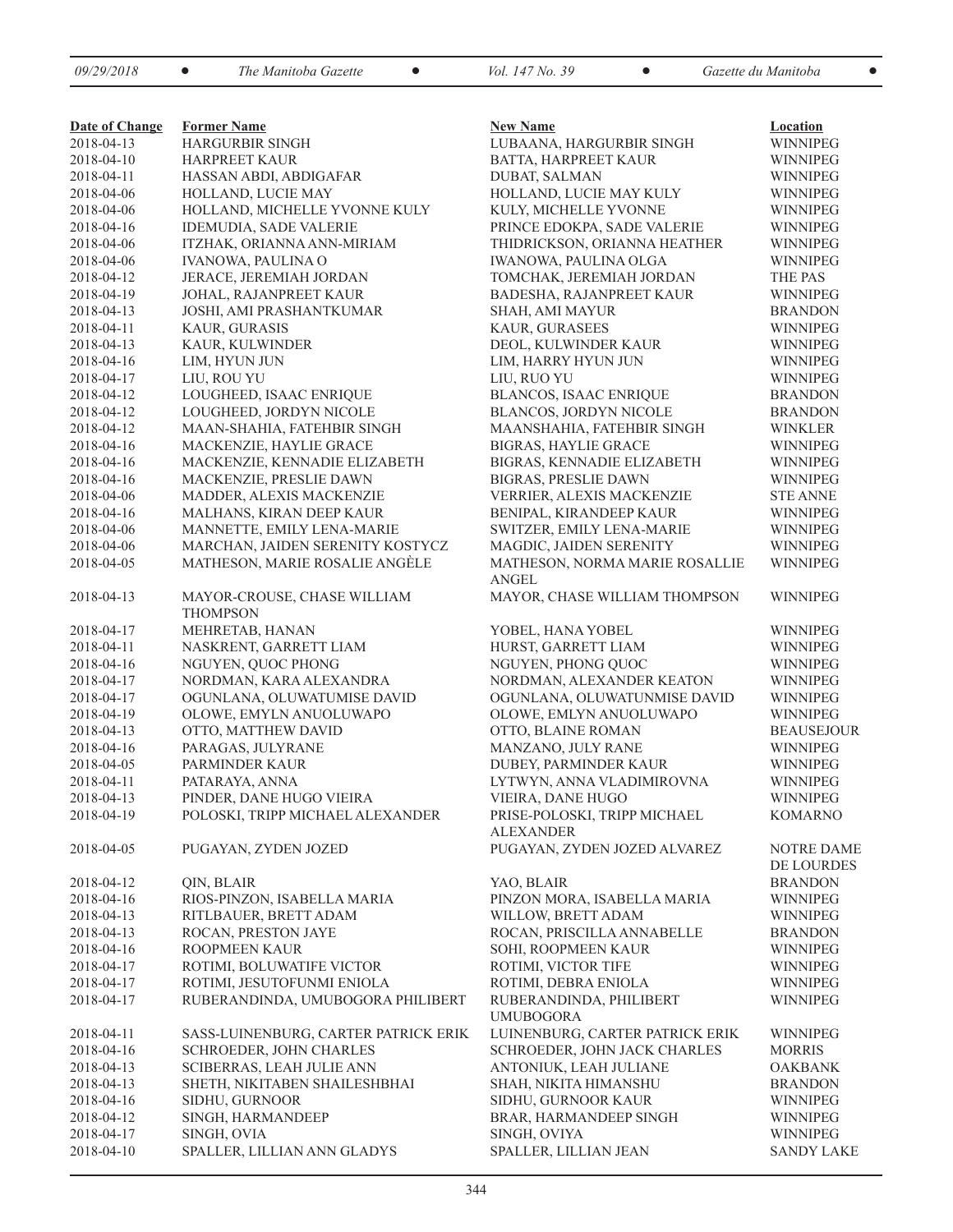| Date of Change | Former Name | New Name | Location |
|---|---|---|---|
| 2018-04-13 | HARGURBIR SINGH | LUBAANA, HARGURBIR SINGH | WINNIPEG |
| 2018-04-10 | HARPREET KAUR | BATTA, HARPREET KAUR | WINNIPEG |
| 2018-04-11 | HASSAN ABDI, ABDIGAFAR | DUBAT, SALMAN | WINNIPEG |
| 2018-04-06 | HOLLAND, LUCIE MAY | HOLLAND, LUCIE MAY KULY | WINNIPEG |
| 2018-04-06 | HOLLAND, MICHELLE YVONNE KULY | KULY, MICHELLE YVONNE | WINNIPEG |
| 2018-04-16 | IDEMUDIA, SADE VALERIE | PRINCE EDOKPA, SADE VALERIE | WINNIPEG |
| 2018-04-06 | ITZHAK, ORIANNA ANN-MIRIAM | THIDRICKSON, ORIANNA HEATHER | WINNIPEG |
| 2018-04-06 | IVANOWA, PAULINA O | IWANOWA, PAULINA OLGA | WINNIPEG |
| 2018-04-12 | JERACE, JEREMIAH JORDAN | TOMCHAK, JEREMIAH JORDAN | THE PAS |
| 2018-04-19 | JOHAL, RAJANPREET KAUR | BADESHA, RAJANPREET KAUR | WINNIPEG |
| 2018-04-13 | JOSHI, AMI PRASHANTKUMAR | SHAH, AMI MAYUR | BRANDON |
| 2018-04-11 | KAUR, GURASIS | KAUR, GURASEES | WINNIPEG |
| 2018-04-13 | KAUR, KULWINDER | DEOL, KULWINDER KAUR | WINNIPEG |
| 2018-04-16 | LIM, HYUN JUN | LIM, HARRY HYUN JUN | WINNIPEG |
| 2018-04-17 | LIU, ROU YU | LIU, RUO YU | WINNIPEG |
| 2018-04-12 | LOUGHEED, ISAAC ENRIQUE | BLANCOS, ISAAC ENRIQUE | BRANDON |
| 2018-04-12 | LOUGHEED, JORDYN NICOLE | BLANCOS, JORDYN NICOLE | BRANDON |
| 2018-04-12 | MAAN-SHAHIA, FATEHBIR SINGH | MAANSHAHIA, FATEHBIR SINGH | WINKLER |
| 2018-04-16 | MACKENZIE, HAYLIE GRACE | BIGRAS, HAYLIE GRACE | WINNIPEG |
| 2018-04-16 | MACKENZIE, KENNADIE ELIZABETH | BIGRAS, KENNADIE ELIZABETH | WINNIPEG |
| 2018-04-16 | MACKENZIE, PRESLIE DAWN | BIGRAS, PRESLIE DAWN | WINNIPEG |
| 2018-04-06 | MADDER, ALEXIS MACKENZIE | VERRIER, ALEXIS MACKENZIE | STE ANNE |
| 2018-04-16 | MALHANS, KIRAN DEEP KAUR | BENIPAL, KIRANDEEP KAUR | WINNIPEG |
| 2018-04-06 | MANNETTE, EMILY LENA-MARIE | SWITZER, EMILY LENA-MARIE | WINNIPEG |
| 2018-04-06 | MARCHAN, JAIDEN SERENITY KOSTYCZ | MAGDIC, JAIDEN SERENITY | WINNIPEG |
| 2018-04-05 | MATHESON, MARIE ROSALIE ANGÈLE | MATHESON, NORMA MARIE ROSALLIE ANGEL | WINNIPEG |
| 2018-04-13 | MAYOR-CROUSE, CHASE WILLIAM THOMPSON | MAYOR, CHASE WILLIAM THOMPSON | WINNIPEG |
| 2018-04-17 | MEHRETAB, HANAN | YOBEL, HANA YOBEL | WINNIPEG |
| 2018-04-11 | NASKRENT, GARRETT LIAM | HURST, GARRETT LIAM | WINNIPEG |
| 2018-04-16 | NGUYEN, QUOC PHONG | NGUYEN, PHONG QUOC | WINNIPEG |
| 2018-04-17 | NORDMAN, KARA ALEXANDRA | NORDMAN, ALEXANDER KEATON | WINNIPEG |
| 2018-04-17 | OGUNLANA, OLUWATUMISE DAVID | OGUNLANA, OLUWATUNMISE DAVID | WINNIPEG |
| 2018-04-19 | OLOWE, EMYLN ANUOLUWAPO | OLOWE, EMLYN ANUOLUWAPO | WINNIPEG |
| 2018-04-13 | OTTO, MATTHEW DAVID | OTTO, BLAINE ROMAN | BEAUSEJOUR |
| 2018-04-16 | PARAGAS, JULYRANE | MANZANO, JULY RANE | WINNIPEG |
| 2018-04-05 | PARMINDER KAUR | DUBEY, PARMINDER KAUR | WINNIPEG |
| 2018-04-11 | PATARAYA, ANNA | LYTWYN, ANNA VLADIMIROVNA | WINNIPEG |
| 2018-04-13 | PINDER, DANE HUGO VIEIRA | VIEIRA, DANE HUGO | WINNIPEG |
| 2018-04-19 | POLOSKI, TRIPP MICHAEL ALEXANDER | PRISE-POLOSKI, TRIPP MICHAEL ALEXANDER | KOMARNO |
| 2018-04-05 | PUGAYAN, ZYDEN JOZED | PUGAYAN, ZYDEN JOZED ALVAREZ | NOTRE DAME DE LOURDES |
| 2018-04-12 | QIN, BLAIR | YAO, BLAIR | BRANDON |
| 2018-04-16 | RIOS-PINZON, ISABELLA MARIA | PINZON MORA, ISABELLA MARIA | WINNIPEG |
| 2018-04-13 | RITLBAUER, BRETT ADAM | WILLOW, BRETT ADAM | WINNIPEG |
| 2018-04-13 | ROCAN, PRESTON JAYE | ROCAN, PRISCILLA ANNABELLE | BRANDON |
| 2018-04-16 | ROOPMEEN KAUR | SOHI, ROOPMEEN KAUR | WINNIPEG |
| 2018-04-17 | ROTIMI, BOLUWATIFE VICTOR | ROTIMI, VICTOR TIFE | WINNIPEG |
| 2018-04-17 | ROTIMI, JESUTOFUNMI ENIOLA | ROTIMI, DEBRA ENIOLA | WINNIPEG |
| 2018-04-17 | RUBERANDINDA, UMUBOGORA PHILIBERT | RUBERANDINDA, PHILIBERT UMUBOGORA | WINNIPEG |
| 2018-04-11 | SASS-LUINENBURG, CARTER PATRICK ERIK | LUINENBURG, CARTER PATRICK ERIK | WINNIPEG |
| 2018-04-16 | SCHROEDER, JOHN CHARLES | SCHROEDER, JOHN JACK CHARLES | MORRIS |
| 2018-04-13 | SCIBERRAS, LEAH JULIE ANN | ANTONIUK, LEAH JULIANE | OAKBANK |
| 2018-04-13 | SHETH, NIKITABEN SHAILESHBHAI | SHAH, NIKITA HIMANSHU | BRANDON |
| 2018-04-16 | SIDHU, GURNOOR | SIDHU, GURNOOR KAUR | WINNIPEG |
| 2018-04-12 | SINGH, HARMANDEEP | BRAR, HARMANDEEP SINGH | WINNIPEG |
| 2018-04-17 | SINGH, OVIA | SINGH, OVIYA | WINNIPEG |
| 2018-04-10 | SPALLER, LILLIAN ANN GLADYS | SPALLER, LILLIAN JEAN | SANDY LAKE |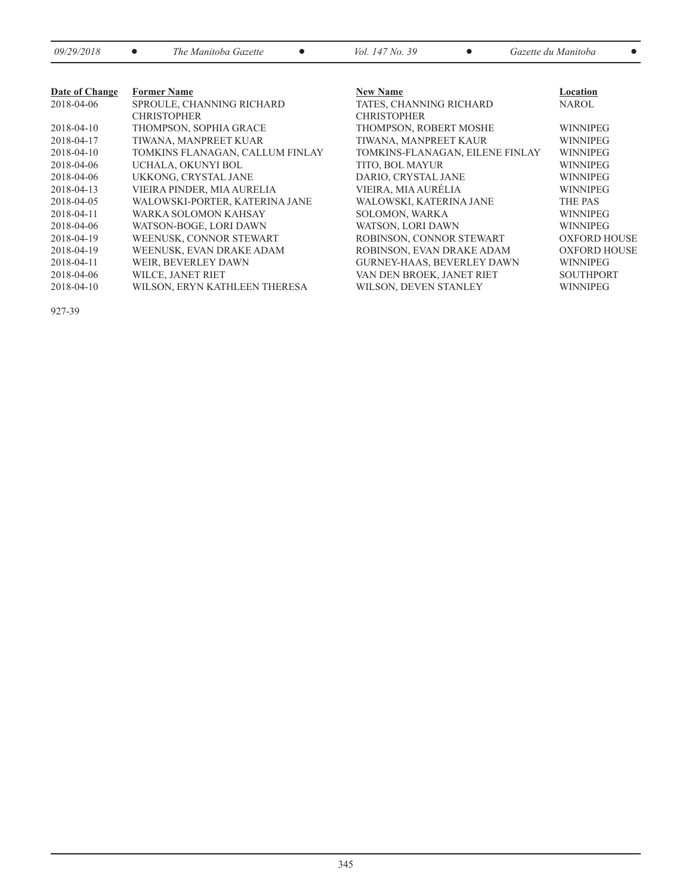| Date of Change | Former Name | New Name | Location |
|---|---|---|---|
| 2018-04-06 | SPROULE, CHANNING RICHARD CHRISTOPHER | TATES, CHANNING RICHARD CHRISTOPHER | NAROL |
| 2018-04-10 | THOMPSON, SOPHIA GRACE | THOMPSON, ROBERT MOSHE | WINNIPEG |
| 2018-04-17 | TIWANA, MANPREET KUAR | TIWANA, MANPREET KAUR | WINNIPEG |
| 2018-04-10 | TOMKINS FLANAGAN, CALLUM FINLAY | TOMKINS-FLANAGAN, EILENE FINLAY | WINNIPEG |
| 2018-04-06 | UCHALA, OKUNYI BOL | TITO, BOL MAYUR | WINNIPEG |
| 2018-04-06 | UKKONG, CRYSTAL JANE | DARIO, CRYSTAL JANE | WINNIPEG |
| 2018-04-13 | VIEIRA PINDER, MIA AURELIA | VIEIRA, MIA AURÉLIA | WINNIPEG |
| 2018-04-05 | WALOWSKI-PORTER, KATERINA JANE | WALOWSKI, KATERINA JANE | THE PAS |
| 2018-04-11 | WARKA SOLOMON KAHSAY | SOLOMON, WARKA | WINNIPEG |
| 2018-04-06 | WATSON-BOGE, LORI DAWN | WATSON, LORI DAWN | WINNIPEG |
| 2018-04-19 | WEENUSK, CONNOR STEWART | ROBINSON, CONNOR STEWART | OXFORD HOUSE |
| 2018-04-19 | WEENUSK, EVAN DRAKE ADAM | ROBINSON, EVAN DRAKE ADAM | OXFORD HOUSE |
| 2018-04-11 | WEIR, BEVERLEY DAWN | GURNEY-HAAS, BEVERLEY DAWN | WINNIPEG |
| 2018-04-06 | WILCE, JANET RIET | VAN DEN BROEK, JANET RIET | SOUTHPORT |
| 2018-04-10 | WILSON, ERYN KATHLEEN THERESA | WILSON, DEVEN STANLEY | WINNIPEG |

927-39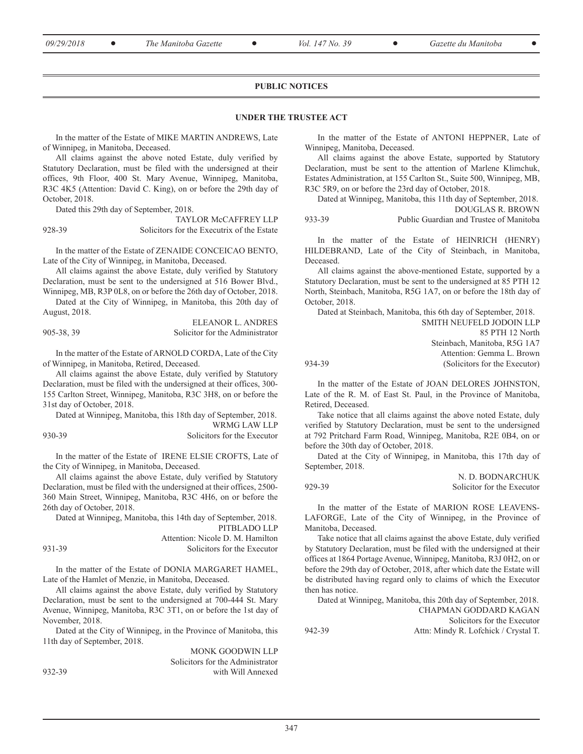## PUBLIC NOTICES

### UNDER THE TRUSTEE ACT

In the matter of the Estate of MIKE MARTIN ANDREWS, Late of Winnipeg, in Manitoba, Deceased.

All claims against the above noted Estate, duly verified by Statutory Declaration, must be filed with the undersigned at their offices, 9th Floor, 400 St. Mary Avenue, Winnipeg, Manitoba, R3C 4K5 (Attention: David C. King), on or before the 29th day of October, 2018.

Dated this 29th day of September, 2018.

TAYLOR McCAFFREY LLP
Solicitors for the Executrix of the Estate

928-39

In the matter of the Estate of ZENAIDE CONCEICAO BENTO, Late of the City of Winnipeg, in Manitoba, Deceased.

All claims against the above Estate, duly verified by Statutory Declaration, must be sent to the undersigned at 516 Bower Blvd., Winnipeg, MB, R3P 0L8, on or before the 26th day of October, 2018.

Dated at the City of Winnipeg, in Manitoba, this 20th day of August, 2018.

ELEANOR L. ANDRES
Solicitor for the Administrator

905-38, 39

In the matter of the Estate of ARNOLD CORDA, Late of the City of Winnipeg, in Manitoba, Retired, Deceased.

All claims against the above Estate, duly verified by Statutory Declaration, must be filed with the undersigned at their offices, 300-155 Carlton Street, Winnipeg, Manitoba, R3C 3H8, on or before the 31st day of October, 2018.

Dated at Winnipeg, Manitoba, this 18th day of September, 2018.

WRMG LAW LLP
Solicitors for the Executor

930-39

In the matter of the Estate of IRENE ELSIE CROFTS, Late of the City of Winnipeg, in Manitoba, Deceased.

All claims against the above Estate, duly verified by Statutory Declaration, must be filed with the undersigned at their offices, 2500-360 Main Street, Winnipeg, Manitoba, R3C 4H6, on or before the 26th day of October, 2018.

Dated at Winnipeg, Manitoba, this 14th day of September, 2018.

PITBLADO LLP
Attention: Nicole D. M. Hamilton
Solicitors for the Executor

931-39

In the matter of the Estate of DONIA MARGARET HAMEL, Late of the Hamlet of Menzie, in Manitoba, Deceased.

All claims against the above Estate, duly verified by Statutory Declaration, must be sent to the undersigned at 700-444 St. Mary Avenue, Winnipeg, Manitoba, R3C 3T1, on or before the 1st day of November, 2018.

Dated at the City of Winnipeg, in the Province of Manitoba, this 11th day of September, 2018.

MONK GOODWIN LLP
Solicitors for the Administrator
with Will Annexed

932-39

In the matter of the Estate of ANTONI HEPPNER, Late of Winnipeg, Manitoba, Deceased.

All claims against the above Estate, supported by Statutory Declaration, must be sent to the attention of Marlene Klimchuk, Estates Administration, at 155 Carlton St., Suite 500, Winnipeg, MB, R3C 5R9, on or before the 23rd day of October, 2018.

Dated at Winnipeg, Manitoba, this 11th day of September, 2018.

DOUGLAS R. BROWN
Public Guardian and Trustee of Manitoba

933-39

In the matter of the Estate of HEINRICH (HENRY) HILDEBRAND, Late of the City of Steinbach, in Manitoba, Deceased.

All claims against the above-mentioned Estate, supported by a Statutory Declaration, must be sent to the undersigned at 85 PTH 12 North, Steinbach, Manitoba, R5G 1A7, on or before the 18th day of October, 2018.

Dated at Steinbach, Manitoba, this 6th day of September, 2018.

SMITH NEUFELD JODOIN LLP
85 PTH 12 North
Steinbach, Manitoba, R5G 1A7
Attention: Gemma L. Brown
(Solicitors for the Executor)

934-39

In the matter of the Estate of JOAN DELORES JOHNSTON, Late of the R. M. of East St. Paul, in the Province of Manitoba, Retired, Deceased.

Take notice that all claims against the above noted Estate, duly verified by Statutory Declaration, must be sent to the undersigned at 792 Pritchard Farm Road, Winnipeg, Manitoba, R2E 0B4, on or before the 30th day of October, 2018.

Dated at the City of Winnipeg, in Manitoba, this 17th day of September, 2018.

N. D. BODNARCHUK
Solicitor for the Executor

929-39

In the matter of the Estate of MARION ROSE LEAVENS-LAFORGE, Late of the City of Winnipeg, in the Province of Manitoba, Deceased.

Take notice that all claims against the above Estate, duly verified by Statutory Declaration, must be filed with the undersigned at their offices at 1864 Portage Avenue, Winnipeg, Manitoba, R3J 0H2, on or before the 29th day of October, 2018, after which date the Estate will be distributed having regard only to claims of which the Executor then has notice.

Dated at Winnipeg, Manitoba, this 20th day of September, 2018.

CHAPMAN GODDARD KAGAN
Solicitors for the Executor
Attn: Mindy R. Lofchick / Crystal T.

942-39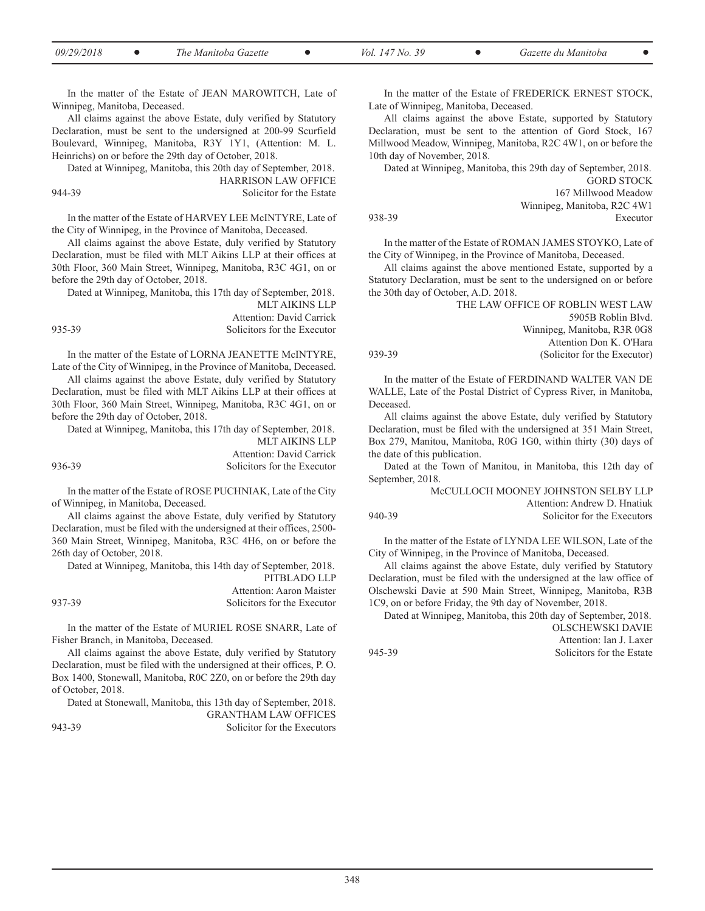In the matter of the Estate of JEAN MAROWITCH, Late of Winnipeg, Manitoba, Deceased.

All claims against the above Estate, duly verified by Statutory Declaration, must be sent to the undersigned at 200-99 Scurfield Boulevard, Winnipeg, Manitoba, R3Y 1Y1, (Attention: M. L. Heinrichs) on or before the 29th day of October, 2018.

Dated at Winnipeg, Manitoba, this 20th day of September, 2018.

HARRISON LAW OFFICE
Solicitor for the Estate

944-39

In the matter of the Estate of HARVEY LEE McINTYRE, Late of the City of Winnipeg, in the Province of Manitoba, Deceased.

All claims against the above Estate, duly verified by Statutory Declaration, must be filed with MLT Aikins LLP at their offices at 30th Floor, 360 Main Street, Winnipeg, Manitoba, R3C 4G1, on or before the 29th day of October, 2018.

Dated at Winnipeg, Manitoba, this 17th day of September, 2018.

MLT AIKINS LLP
Attention: David Carrick
Solicitors for the Executor

935-39

In the matter of the Estate of LORNA JEANETTE McINTYRE, Late of the City of Winnipeg, in the Province of Manitoba, Deceased.

All claims against the above Estate, duly verified by Statutory Declaration, must be filed with MLT Aikins LLP at their offices at 30th Floor, 360 Main Street, Winnipeg, Manitoba, R3C 4G1, on or before the 29th day of October, 2018.

Dated at Winnipeg, Manitoba, this 17th day of September, 2018.

MLT AIKINS LLP
Attention: David Carrick
Solicitors for the Executor

936-39

In the matter of the Estate of ROSE PUCHNIAK, Late of the City of Winnipeg, in Manitoba, Deceased.

All claims against the above Estate, duly verified by Statutory Declaration, must be filed with the undersigned at their offices, 2500-360 Main Street, Winnipeg, Manitoba, R3C 4H6, on or before the 26th day of October, 2018.

Dated at Winnipeg, Manitoba, this 14th day of September, 2018.

PITBLADO LLP
Attention: Aaron Maister
Solicitors for the Executor

937-39

In the matter of the Estate of MURIEL ROSE SNARR, Late of Fisher Branch, in Manitoba, Deceased.

All claims against the above Estate, duly verified by Statutory Declaration, must be filed with the undersigned at their offices, P. O. Box 1400, Stonewall, Manitoba, R0C 2Z0, on or before the 29th day of October, 2018.

Dated at Stonewall, Manitoba, this 13th day of September, 2018.

GRANTHAM LAW OFFICES
Solicitor for the Executors

943-39

In the matter of the Estate of FREDERICK ERNEST STOCK, Late of Winnipeg, Manitoba, Deceased.

All claims against the above Estate, supported by Statutory Declaration, must be sent to the attention of Gord Stock, 167 Millwood Meadow, Winnipeg, Manitoba, R2C 4W1, on or before the 10th day of November, 2018.

Dated at Winnipeg, Manitoba, this 29th day of September, 2018.

GORD STOCK
167 Millwood Meadow
Winnipeg, Manitoba, R2C 4W1
Executor

938-39

In the matter of the Estate of ROMAN JAMES STOYKO, Late of the City of Winnipeg, in the Province of Manitoba, Deceased.

All claims against the above mentioned Estate, supported by a Statutory Declaration, must be sent to the undersigned on or before the 30th day of October, A.D. 2018.

THE LAW OFFICE OF ROBLIN WEST LAW
5905B Roblin Blvd.
Winnipeg, Manitoba, R3R 0G8
Attention Don K. O'Hara
(Solicitor for the Executor)

939-39

In the matter of the Estate of FERDINAND WALTER VAN DE WALLE, Late of the Postal District of Cypress River, in Manitoba, Deceased.

All claims against the above Estate, duly verified by Statutory Declaration, must be filed with the undersigned at 351 Main Street, Box 279, Manitou, Manitoba, R0G 1G0, within thirty (30) days of the date of this publication.

Dated at the Town of Manitou, in Manitoba, this 12th day of September, 2018.

McCULLOCH MOONEY JOHNSTON SELBY LLP
Attention: Andrew D. Hnatiuk
Solicitor for the Executors

940-39

In the matter of the Estate of LYNDA LEE WILSON, Late of the City of Winnipeg, in the Province of Manitoba, Deceased.

All claims against the above Estate, duly verified by Statutory Declaration, must be filed with the undersigned at the law office of Olschewski Davie at 590 Main Street, Winnipeg, Manitoba, R3B 1C9, on or before Friday, the 9th day of November, 2018.

Dated at Winnipeg, Manitoba, this 20th day of September, 2018.

OLSCHEWSKI DAVIE
Attention: Ian J. Laxer
Solicitors for the Estate

945-39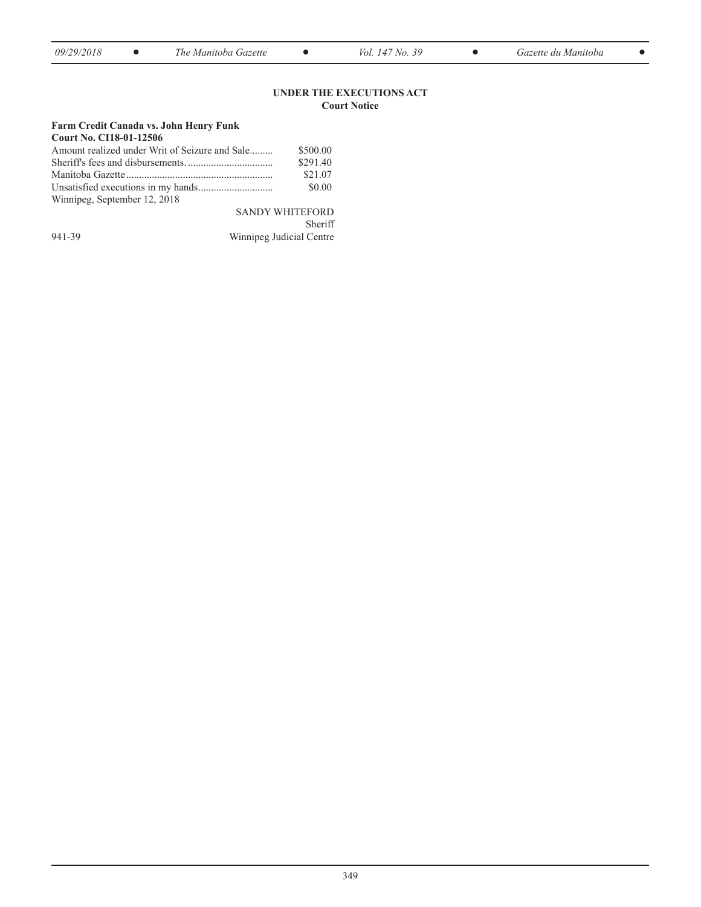## UNDER THE EXECUTIONS ACT

**Court Notice**

**Farm Credit Canada vs. John Henry Funk**
**Court No. CI18-01-12506**

| | |
|---|---|
| Amount realized under Writ of Seizure and Sale | $500.00 |
| Sheriff's fees and disbursements. | $291.40 |
| Manitoba Gazette | $21.07 |
| Unsatisfied executions in my hands | $0.00 |

Winnipeg, September 12, 2018

SANDY WHITEFORD
Sheriff
Winnipeg Judicial Centre

941-39